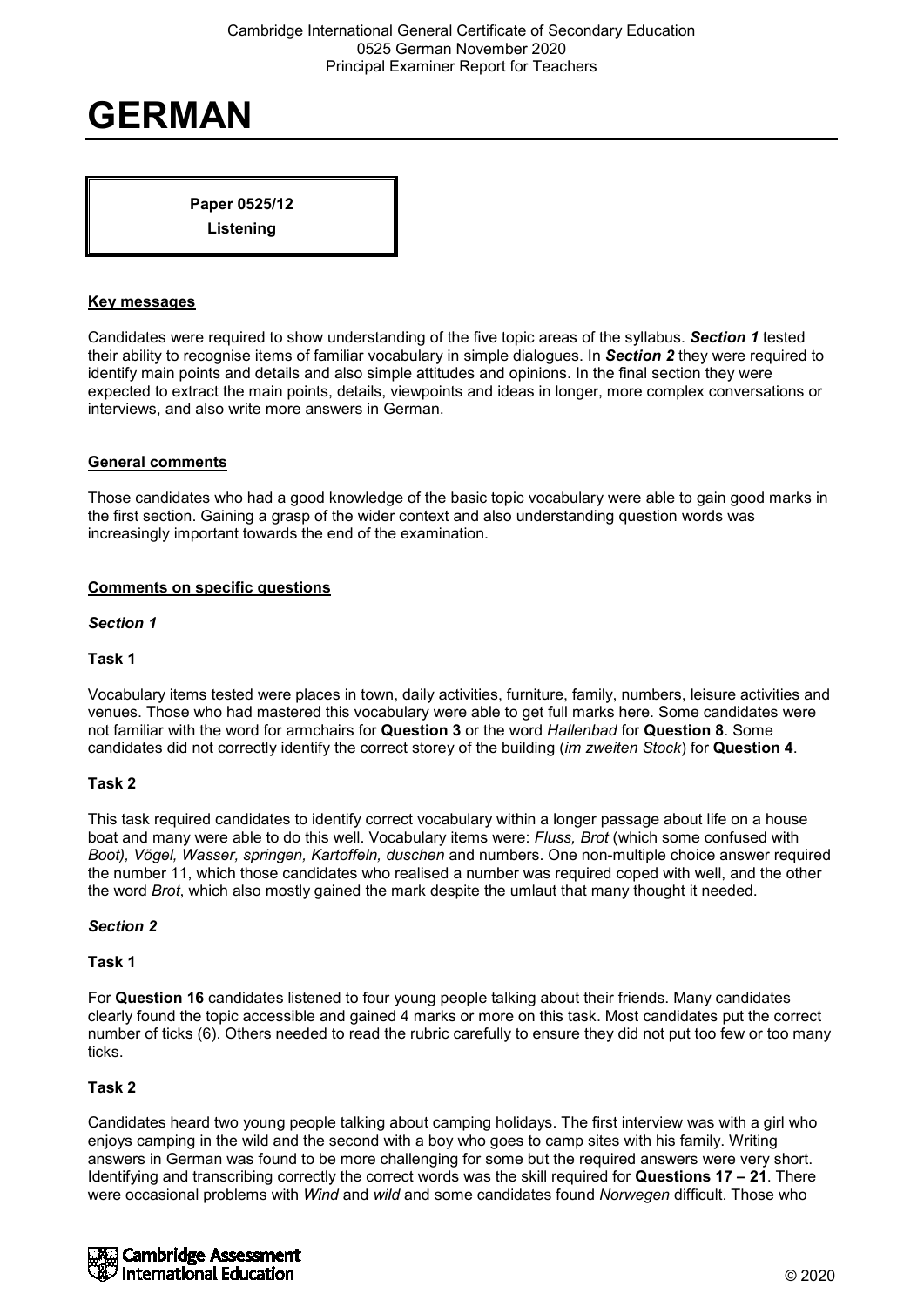# GERMAN

**Paper 0525/12**
**Listening**

## Key messages

Candidates were required to show understanding of the five topic areas of the syllabus. ***Section 1*** tested their ability to recognise items of familiar vocabulary in simple dialogues. In ***Section 2*** they were required to identify main points and details and also simple attitudes and opinions. In the final section they were expected to extract the main points, details, viewpoints and ideas in longer, more complex conversations or interviews, and also write more answers in German.

## General comments

Those candidates who had a good knowledge of the basic topic vocabulary were able to gain good marks in the first section. Gaining a grasp of the wider context and also understanding question words was increasingly important towards the end of the examination.

## Comments on specific questions

### *Section 1*

**Task 1**

Vocabulary items tested were places in town, daily activities, furniture, family, numbers, leisure activities and venues. Those who had mastered this vocabulary were able to get full marks here. Some candidates were not familiar with the word for armchairs for **Question 3** or the word *Hallenbad* for **Question 8**. Some candidates did not correctly identify the correct storey of the building (*im zweiten Stock*) for **Question 4**.

**Task 2**

This task required candidates to identify correct vocabulary within a longer passage about life on a house boat and many were able to do this well. Vocabulary items were: *Fluss, Brot* (which some confused with *Boot), Vögel, Wasser, springen, Kartoffeln, duschen* and numbers. One non-multiple choice answer required the number 11, which those candidates who realised a number was required coped with well, and the other the word *Brot*, which also mostly gained the mark despite the umlaut that many thought it needed.

### *Section 2*

**Task 1**

For **Question 16** candidates listened to four young people talking about their friends. Many candidates clearly found the topic accessible and gained 4 marks or more on this task. Most candidates put the correct number of ticks (6). Others needed to read the rubric carefully to ensure they did not put too few or too many ticks.

**Task 2**

Candidates heard two young people talking about camping holidays. The first interview was with a girl who enjoys camping in the wild and the second with a boy who goes to camp sites with his family. Writing answers in German was found to be more challenging for some but the required answers were very short. Identifying and transcribing correctly the correct words was the skill required for **Questions 17 – 21**. There were occasional problems with *Wind* and *wild* and some candidates found *Norwegen* difficult. Those who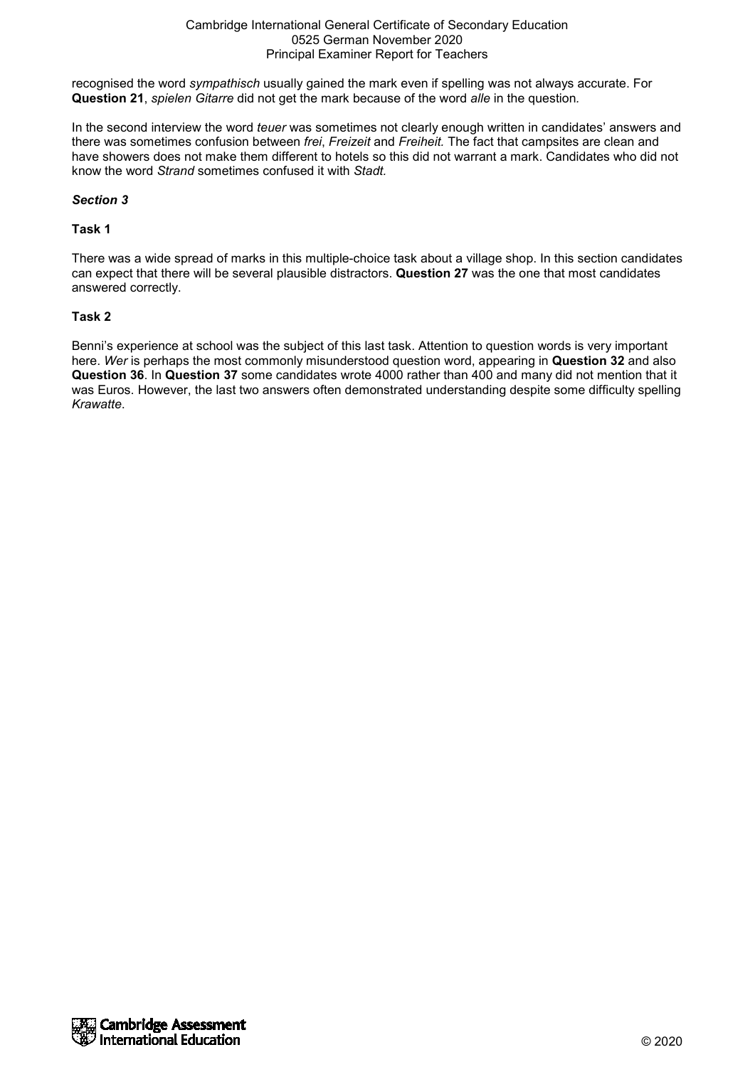recognised the word *sympathisch* usually gained the mark even if spelling was not always accurate. For **Question 21**, *spielen Gitarre* did not get the mark because of the word *alle* in the question.

In the second interview the word *teuer* was sometimes not clearly enough written in candidates' answers and there was sometimes confusion between *frei*, *Freizeit* and *Freiheit.* The fact that campsites are clean and have showers does not make them different to hotels so this did not warrant a mark. Candidates who did not know the word *Strand* sometimes confused it with *Stadt.*

### *Section 3*

#### Task 1

There was a wide spread of marks in this multiple-choice task about a village shop. In this section candidates can expect that there will be several plausible distractors. **Question 27** was the one that most candidates answered correctly.

#### Task 2

Benni's experience at school was the subject of this last task. Attention to question words is very important here. *Wer* is perhaps the most commonly misunderstood question word, appearing in **Question 32** and also **Question 36**. In **Question 37** some candidates wrote 4000 rather than 400 and many did not mention that it was Euros. However, the last two answers often demonstrated understanding despite some difficulty spelling *Krawatte*.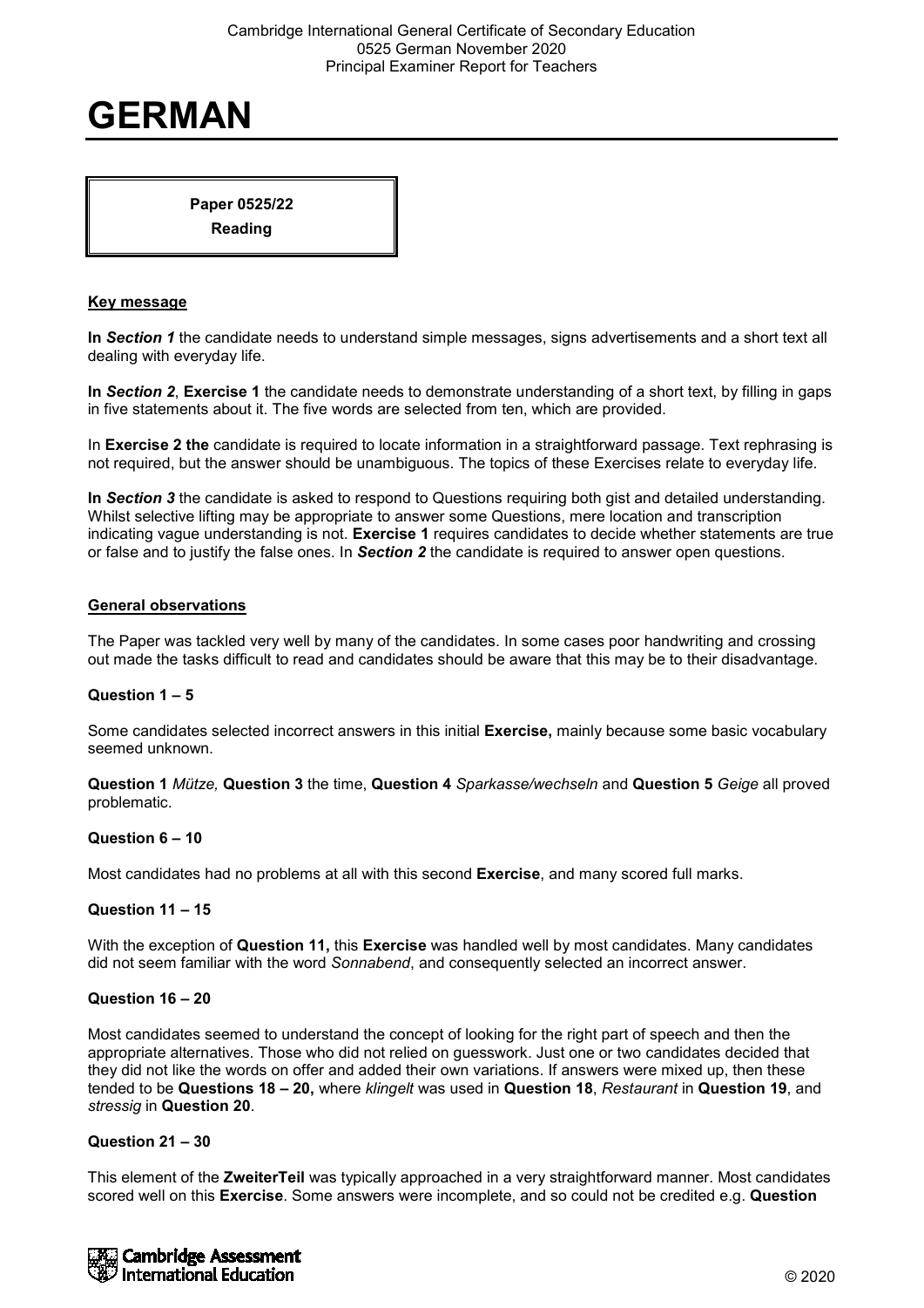# GERMAN

**Paper 0525/22**
**Reading**

**Key message**

**In *Section 1*** the candidate needs to understand simple messages, signs advertisements and a short text all dealing with everyday life.

**In *Section 2***, **Exercise 1** the candidate needs to demonstrate understanding of a short text, by filling in gaps in five statements about it. The five words are selected from ten, which are provided.

In **Exercise 2 the** candidate is required to locate information in a straightforward passage. Text rephrasing is not required, but the answer should be unambiguous. The topics of these Exercises relate to everyday life.

**In *Section 3*** the candidate is asked to respond to Questions requiring both gist and detailed understanding. Whilst selective lifting may be appropriate to answer some Questions, mere location and transcription indicating vague understanding is not. **Exercise 1** requires candidates to decide whether statements are true or false and to justify the false ones. In ***Section 2*** the candidate is required to answer open questions.

**General observations**

The Paper was tackled very well by many of the candidates. In some cases poor handwriting and crossing out made the tasks difficult to read and candidates should be aware that this may be to their disadvantage.

**Question 1 – 5**

Some candidates selected incorrect answers in this initial **Exercise,** mainly because some basic vocabulary seemed unknown.

**Question 1** *Mütze,* **Question 3** the time, **Question 4** *Sparkasse/wechseln* and **Question 5** *Geige* all proved problematic.

**Question 6 – 10**

Most candidates had no problems at all with this second **Exercise**, and many scored full marks.

**Question 11 – 15**

With the exception of **Question 11,** this **Exercise** was handled well by most candidates. Many candidates did not seem familiar with the word *Sonnabend*, and consequently selected an incorrect answer.

**Question 16 – 20**

Most candidates seemed to understand the concept of looking for the right part of speech and then the appropriate alternatives. Those who did not relied on guesswork. Just one or two candidates decided that they did not like the words on offer and added their own variations. If answers were mixed up, then these tended to be **Questions 18 – 20,** where *klingelt* was used in **Question 18**, *Restaurant* in **Question 19**, and *stressig* in **Question 20**.

**Question 21 – 30**

This element of the **ZweiterTeil** was typically approached in a very straightforward manner. Most candidates scored well on this **Exercise**. Some answers were incomplete, and so could not be credited e.g. **Question**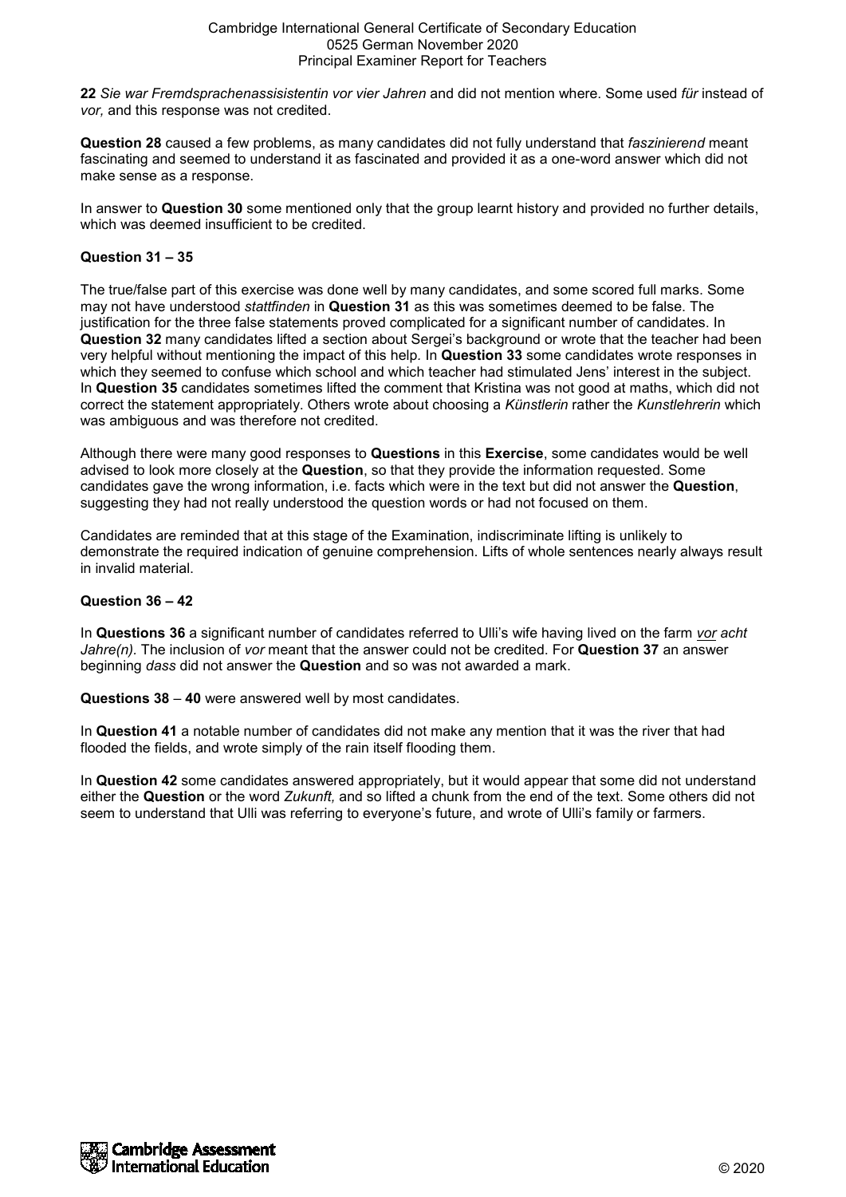**22** *Sie war Fremdsprachenassisistentin vor vier Jahren* and did not mention where. Some used *für* instead of *vor,* and this response was not credited.

**Question 28** caused a few problems, as many candidates did not fully understand that *faszinierend* meant fascinating and seemed to understand it as fascinated and provided it as a one-word answer which did not make sense as a response.

In answer to **Question 30** some mentioned only that the group learnt history and provided no further details, which was deemed insufficient to be credited.

**Question 31 – 35**

The true/false part of this exercise was done well by many candidates, and some scored full marks. Some may not have understood *stattfinden* in **Question 31** as this was sometimes deemed to be false. The justification for the three false statements proved complicated for a significant number of candidates. In **Question 32** many candidates lifted a section about Sergei's background or wrote that the teacher had been very helpful without mentioning the impact of this help. In **Question 33** some candidates wrote responses in which they seemed to confuse which school and which teacher had stimulated Jens' interest in the subject. In **Question 35** candidates sometimes lifted the comment that Kristina was not good at maths, which did not correct the statement appropriately. Others wrote about choosing a *Künstlerin* rather the *Kunstlehrerin* which was ambiguous and was therefore not credited.

Although there were many good responses to **Questions** in this **Exercise**, some candidates would be well advised to look more closely at the **Question**, so that they provide the information requested. Some candidates gave the wrong information, i.e. facts which were in the text but did not answer the **Question**, suggesting they had not really understood the question words or had not focused on them.

Candidates are reminded that at this stage of the Examination, indiscriminate lifting is unlikely to demonstrate the required indication of genuine comprehension. Lifts of whole sentences nearly always result in invalid material.

**Question 36 – 42**

In **Questions 36** a significant number of candidates referred to Ulli's wife having lived on the farm *vor acht Jahre(n).* The inclusion of *vor* meant that the answer could not be credited. For **Question 37** an answer beginning *dass* did not answer the **Question** and so was not awarded a mark.

**Questions 38** – **40** were answered well by most candidates.

In **Question 41** a notable number of candidates did not make any mention that it was the river that had flooded the fields, and wrote simply of the rain itself flooding them.

In **Question 42** some candidates answered appropriately, but it would appear that some did not understand either the **Question** or the word *Zukunft,* and so lifted a chunk from the end of the text. Some others did not seem to understand that Ulli was referring to everyone's future, and wrote of Ulli's family or farmers.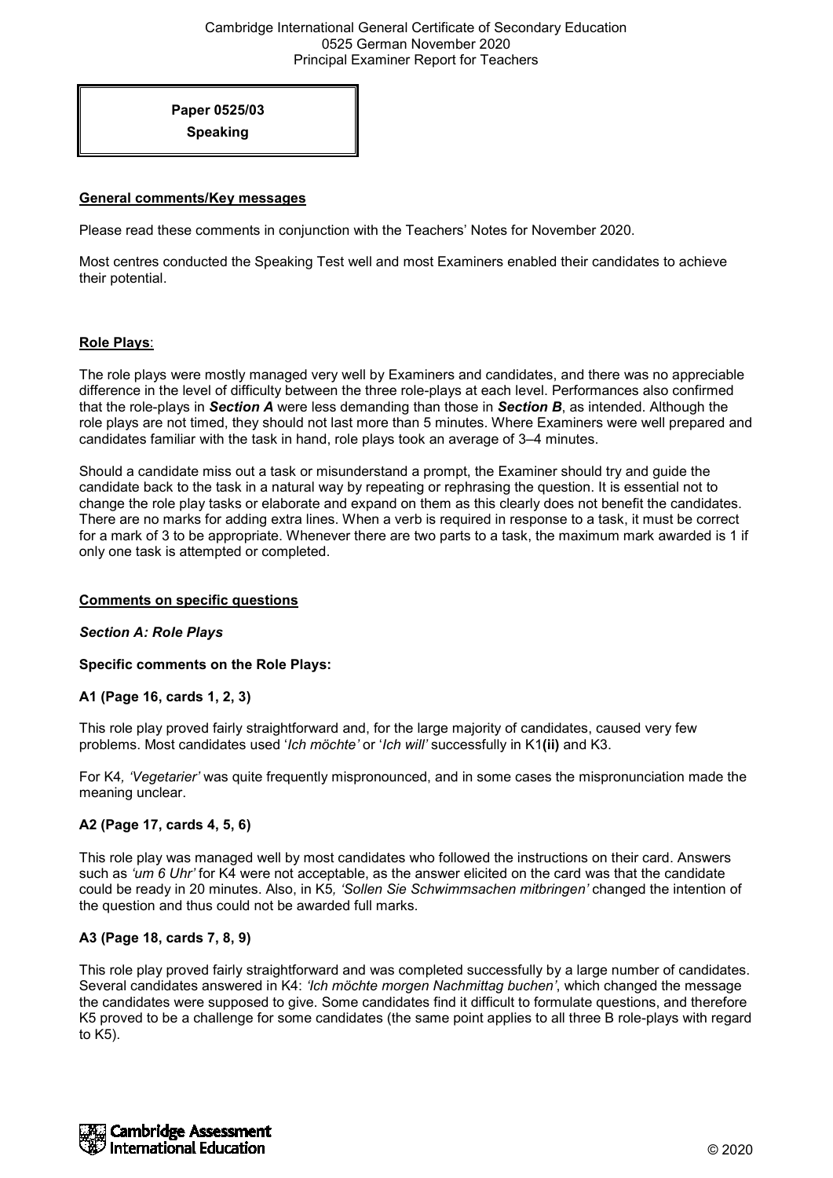**Paper 0525/03**
**Speaking**

## General comments/Key messages

Please read these comments in conjunction with the Teachers' Notes for November 2020.

Most centres conducted the Speaking Test well and most Examiners enabled their candidates to achieve their potential.

## Role Plays:

The role plays were mostly managed very well by Examiners and candidates, and there was no appreciable difference in the level of difficulty between the three role-plays at each level. Performances also confirmed that the role-plays in ***Section A*** were less demanding than those in ***Section B***, as intended. Although the role plays are not timed, they should not last more than 5 minutes. Where Examiners were well prepared and candidates familiar with the task in hand, role plays took an average of 3–4 minutes.

Should a candidate miss out a task or misunderstand a prompt, the Examiner should try and guide the candidate back to the task in a natural way by repeating or rephrasing the question. It is essential not to change the role play tasks or elaborate and expand on them as this clearly does not benefit the candidates. There are no marks for adding extra lines. When a verb is required in response to a task, it must be correct for a mark of 3 to be appropriate. Whenever there are two parts to a task, the maximum mark awarded is 1 if only one task is attempted or completed.

## Comments on specific questions

### *Section A: Role Plays*

**Specific comments on the Role Plays:**

**A1 (Page 16, cards 1, 2, 3)**

This role play proved fairly straightforward and, for the large majority of candidates, caused very few problems. Most candidates used '*Ich möchte*' or '*Ich will'* successfully in K1**(ii)** and K3.

For K4*, 'Vegetarier'* was quite frequently mispronounced, and in some cases the mispronunciation made the meaning unclear.

**A2 (Page 17, cards 4, 5, 6)**

This role play was managed well by most candidates who followed the instructions on their card. Answers such as *'um 6 Uhr'* for K4 were not acceptable, as the answer elicited on the card was that the candidate could be ready in 20 minutes. Also, in K5*, 'Sollen Sie Schwimmsachen mitbringen'* changed the intention of the question and thus could not be awarded full marks.

**A3 (Page 18, cards 7, 8, 9)**

This role play proved fairly straightforward and was completed successfully by a large number of candidates. Several candidates answered in K4: *'Ich möchte morgen Nachmittag buchen'*, which changed the message the candidates were supposed to give. Some candidates find it difficult to formulate questions, and therefore K5 proved to be a challenge for some candidates (the same point applies to all three B role-plays with regard to K5).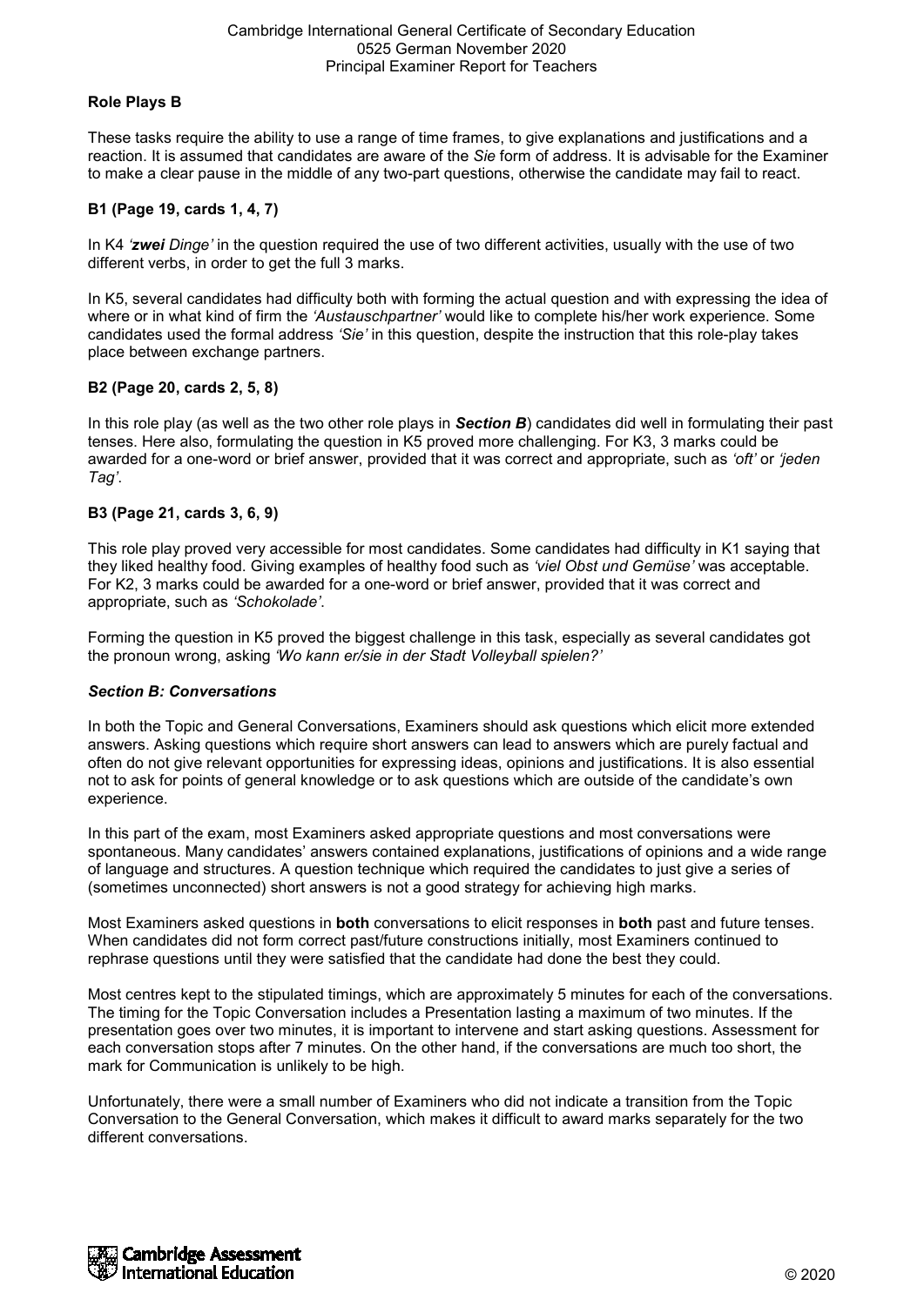### Role Plays B

These tasks require the ability to use a range of time frames, to give explanations and justifications and a reaction. It is assumed that candidates are aware of the *Sie* form of address. It is advisable for the Examiner to make a clear pause in the middle of any two-part questions, otherwise the candidate may fail to react.

#### B1 (Page 19, cards 1, 4, 7)

In K4 *'**zwei** Dinge'* in the question required the use of two different activities, usually with the use of two different verbs, in order to get the full 3 marks.

In K5, several candidates had difficulty both with forming the actual question and with expressing the idea of where or in what kind of firm the *'Austauschpartner'* would like to complete his/her work experience. Some candidates used the formal address *'Sie'* in this question, despite the instruction that this role-play takes place between exchange partners.

#### B2 (Page 20, cards 2, 5, 8)

In this role play (as well as the two other role plays in ***Section B***) candidates did well in formulating their past tenses. Here also, formulating the question in K5 proved more challenging. For K3, 3 marks could be awarded for a one-word or brief answer, provided that it was correct and appropriate, such as *'oft'* or *'jeden Tag'*.

#### B3 (Page 21, cards 3, 6, 9)

This role play proved very accessible for most candidates. Some candidates had difficulty in K1 saying that they liked healthy food. Giving examples of healthy food such as *'viel Obst und Gemüse'* was acceptable. For K2, 3 marks could be awarded for a one-word or brief answer, provided that it was correct and appropriate, such as *'Schokolade'*.

Forming the question in K5 proved the biggest challenge in this task, especially as several candidates got the pronoun wrong, asking *'Wo kann er/sie in der Stadt Volleyball spielen?'*

### *Section B: Conversations*

In both the Topic and General Conversations, Examiners should ask questions which elicit more extended answers. Asking questions which require short answers can lead to answers which are purely factual and often do not give relevant opportunities for expressing ideas, opinions and justifications. It is also essential not to ask for points of general knowledge or to ask questions which are outside of the candidate's own experience.

In this part of the exam, most Examiners asked appropriate questions and most conversations were spontaneous. Many candidates' answers contained explanations, justifications of opinions and a wide range of language and structures. A question technique which required the candidates to just give a series of (sometimes unconnected) short answers is not a good strategy for achieving high marks.

Most Examiners asked questions in **both** conversations to elicit responses in **both** past and future tenses. When candidates did not form correct past/future constructions initially, most Examiners continued to rephrase questions until they were satisfied that the candidate had done the best they could.

Most centres kept to the stipulated timings, which are approximately 5 minutes for each of the conversations. The timing for the Topic Conversation includes a Presentation lasting a maximum of two minutes. If the presentation goes over two minutes, it is important to intervene and start asking questions. Assessment for each conversation stops after 7 minutes. On the other hand, if the conversations are much too short, the mark for Communication is unlikely to be high.

Unfortunately, there were a small number of Examiners who did not indicate a transition from the Topic Conversation to the General Conversation, which makes it difficult to award marks separately for the two different conversations.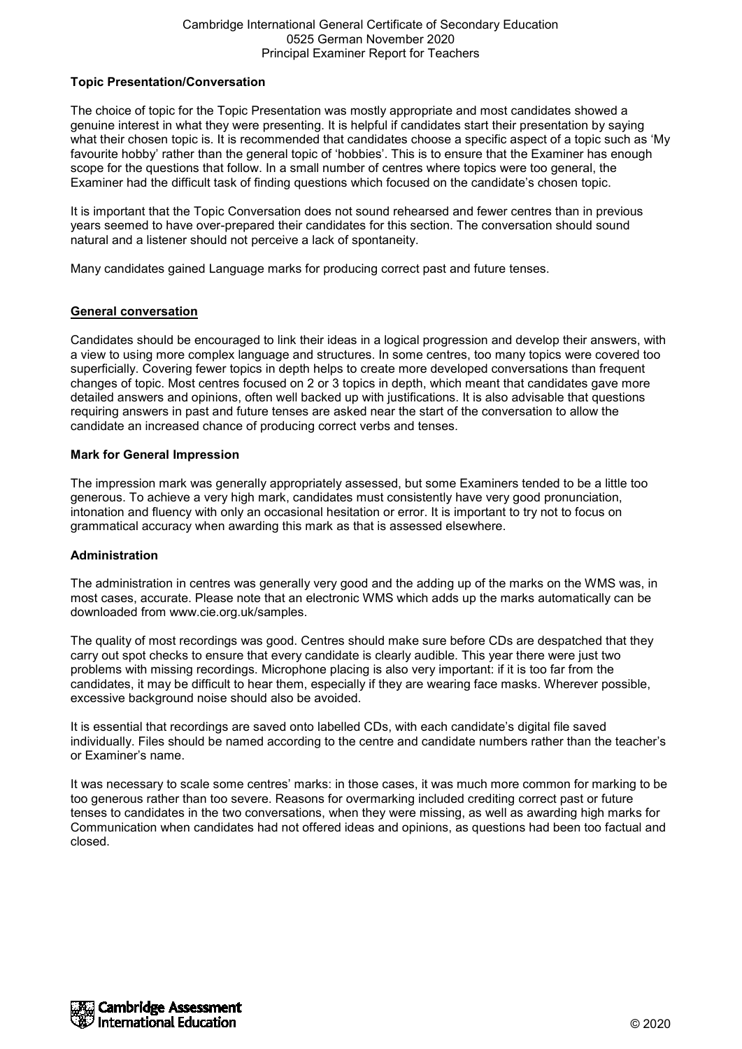### Topic Presentation/Conversation

The choice of topic for the Topic Presentation was mostly appropriate and most candidates showed a genuine interest in what they were presenting. It is helpful if candidates start their presentation by saying what their chosen topic is. It is recommended that candidates choose a specific aspect of a topic such as 'My favourite hobby' rather than the general topic of 'hobbies'. This is to ensure that the Examiner has enough scope for the questions that follow. In a small number of centres where topics were too general, the Examiner had the difficult task of finding questions which focused on the candidate's chosen topic.

It is important that the Topic Conversation does not sound rehearsed and fewer centres than in previous years seemed to have over-prepared their candidates for this section. The conversation should sound natural and a listener should not perceive a lack of spontaneity.

Many candidates gained Language marks for producing correct past and future tenses.

### General conversation

Candidates should be encouraged to link their ideas in a logical progression and develop their answers, with a view to using more complex language and structures. In some centres, too many topics were covered too superficially. Covering fewer topics in depth helps to create more developed conversations than frequent changes of topic. Most centres focused on 2 or 3 topics in depth, which meant that candidates gave more detailed answers and opinions, often well backed up with justifications. It is also advisable that questions requiring answers in past and future tenses are asked near the start of the conversation to allow the candidate an increased chance of producing correct verbs and tenses.

### Mark for General Impression

The impression mark was generally appropriately assessed, but some Examiners tended to be a little too generous. To achieve a very high mark, candidates must consistently have very good pronunciation, intonation and fluency with only an occasional hesitation or error. It is important to try not to focus on grammatical accuracy when awarding this mark as that is assessed elsewhere.

### Administration

The administration in centres was generally very good and the adding up of the marks on the WMS was, in most cases, accurate. Please note that an electronic WMS which adds up the marks automatically can be downloaded from www.cie.org.uk/samples.

The quality of most recordings was good. Centres should make sure before CDs are despatched that they carry out spot checks to ensure that every candidate is clearly audible. This year there were just two problems with missing recordings. Microphone placing is also very important: if it is too far from the candidates, it may be difficult to hear them, especially if they are wearing face masks. Wherever possible, excessive background noise should also be avoided.

It is essential that recordings are saved onto labelled CDs, with each candidate's digital file saved individually. Files should be named according to the centre and candidate numbers rather than the teacher's or Examiner's name.

It was necessary to scale some centres' marks: in those cases, it was much more common for marking to be too generous rather than too severe. Reasons for overmarking included crediting correct past or future tenses to candidates in the two conversations, when they were missing, as well as awarding high marks for Communication when candidates had not offered ideas and opinions, as questions had been too factual and closed.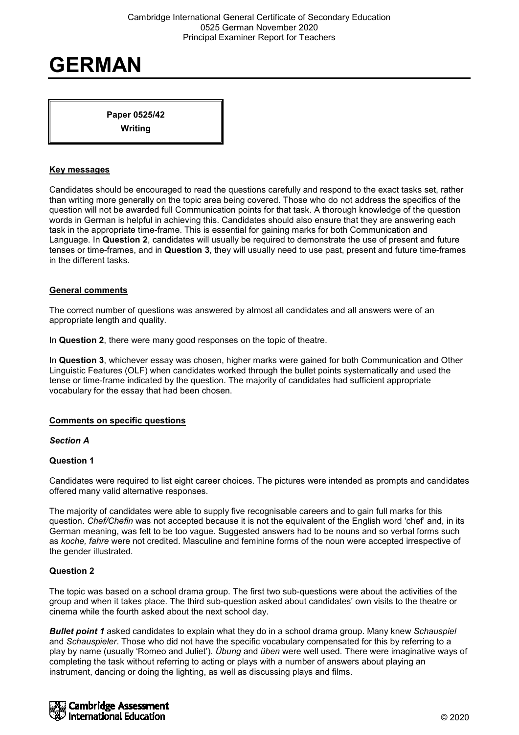# GERMAN

**Paper 0525/42**
**Writing**

**Key messages**

Candidates should be encouraged to read the questions carefully and respond to the exact tasks set, rather than writing more generally on the topic area being covered. Those who do not address the specifics of the question will not be awarded full Communication points for that task. A thorough knowledge of the question words in German is helpful in achieving this. Candidates should also ensure that they are answering each task in the appropriate time-frame. This is essential for gaining marks for both Communication and Language. In **Question 2**, candidates will usually be required to demonstrate the use of present and future tenses or time-frames, and in **Question 3**, they will usually need to use past, present and future time-frames in the different tasks.

**General comments**

The correct number of questions was answered by almost all candidates and all answers were of an appropriate length and quality.

In **Question 2**, there were many good responses on the topic of theatre.

In **Question 3**, whichever essay was chosen, higher marks were gained for both Communication and Other Linguistic Features (OLF) when candidates worked through the bullet points systematically and used the tense or time-frame indicated by the question. The majority of candidates had sufficient appropriate vocabulary for the essay that had been chosen.

**Comments on specific questions**

***Section A***

**Question 1**

Candidates were required to list eight career choices. The pictures were intended as prompts and candidates offered many valid alternative responses.

The majority of candidates were able to supply five recognisable careers and to gain full marks for this question. *Chef/Chefin* was not accepted because it is not the equivalent of the English word 'chef' and, in its German meaning, was felt to be too vague. Suggested answers had to be nouns and so verbal forms such as *koche, fahre* were not credited. Masculine and feminine forms of the noun were accepted irrespective of the gender illustrated.

**Question 2**

The topic was based on a school drama group. The first two sub-questions were about the activities of the group and when it takes place. The third sub-question asked about candidates' own visits to the theatre or cinema while the fourth asked about the next school day.

***Bullet point 1*** asked candidates to explain what they do in a school drama group. Many knew *Schauspiel* and *Schauspieler*. Those who did not have the specific vocabulary compensated for this by referring to a play by name (usually 'Romeo and Juliet'). *Übung* and *üben* were well used. There were imaginative ways of completing the task without referring to acting or plays with a number of answers about playing an instrument, dancing or doing the lighting, as well as discussing plays and films.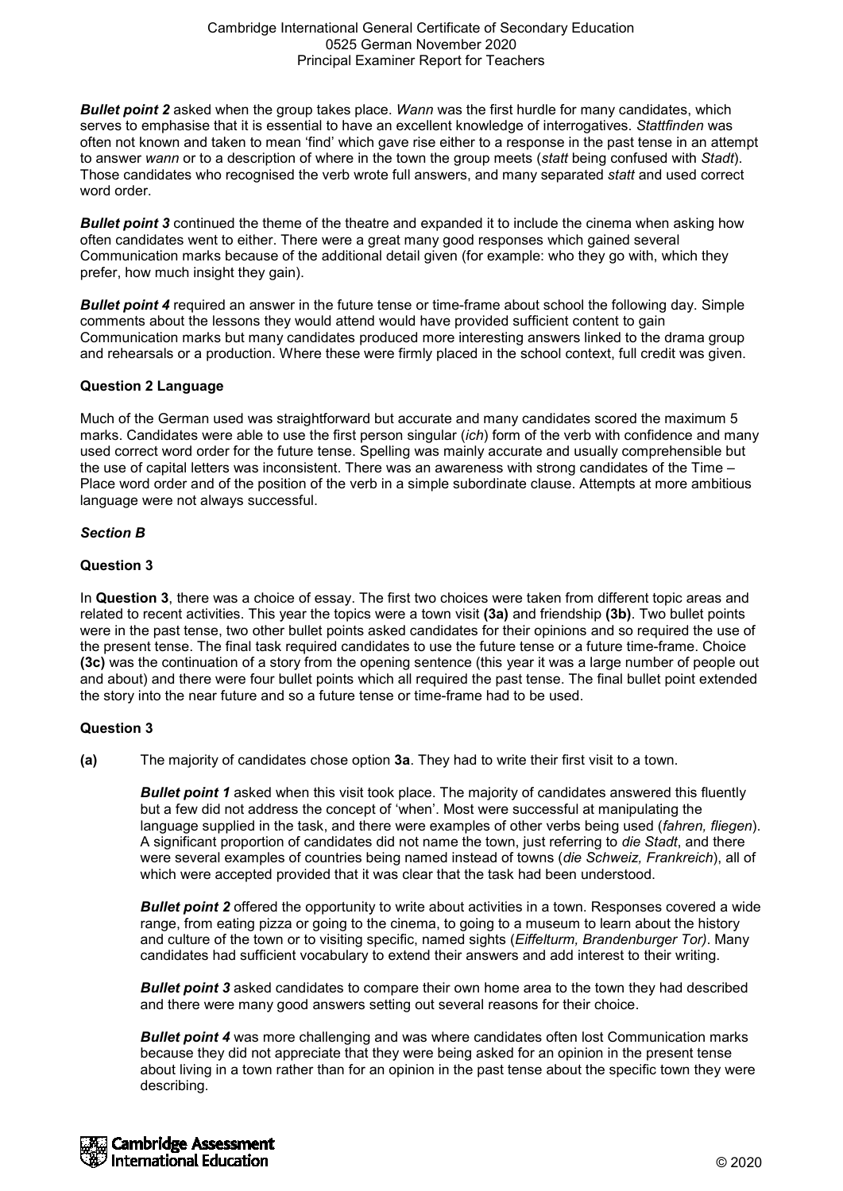***Bullet point 2*** asked when the group takes place. *Wann* was the first hurdle for many candidates, which serves to emphasise that it is essential to have an excellent knowledge of interrogatives. *Stattfinden* was often not known and taken to mean 'find' which gave rise either to a response in the past tense in an attempt to answer *wann* or to a description of where in the town the group meets (*statt* being confused with *Stadt*). Those candidates who recognised the verb wrote full answers, and many separated *statt* and used correct word order.

***Bullet point 3*** continued the theme of the theatre and expanded it to include the cinema when asking how often candidates went to either. There were a great many good responses which gained several Communication marks because of the additional detail given (for example: who they go with, which they prefer, how much insight they gain).

***Bullet point 4*** required an answer in the future tense or time-frame about school the following day. Simple comments about the lessons they would attend would have provided sufficient content to gain Communication marks but many candidates produced more interesting answers linked to the drama group and rehearsals or a production. Where these were firmly placed in the school context, full credit was given.

**Question 2 Language**

Much of the German used was straightforward but accurate and many candidates scored the maximum 5 marks. Candidates were able to use the first person singular (*ich*) form of the verb with confidence and many used correct word order for the future tense. Spelling was mainly accurate and usually comprehensible but the use of capital letters was inconsistent. There was an awareness with strong candidates of the Time – Place word order and of the position of the verb in a simple subordinate clause. Attempts at more ambitious language were not always successful.

***Section B***

**Question 3**

In **Question 3**, there was a choice of essay. The first two choices were taken from different topic areas and related to recent activities. This year the topics were a town visit **(3a)** and friendship **(3b)**. Two bullet points were in the past tense, two other bullet points asked candidates for their opinions and so required the use of the present tense. The final task required candidates to use the future tense or a future time-frame. Choice **(3c)** was the continuation of a story from the opening sentence (this year it was a large number of people out and about) and there were four bullet points which all required the past tense. The final bullet point extended the story into the near future and so a future tense or time-frame had to be used.

**Question 3**

**(a)** The majority of candidates chose option **3a**. They had to write their first visit to a town.

***Bullet point 1*** asked when this visit took place. The majority of candidates answered this fluently but a few did not address the concept of 'when'. Most were successful at manipulating the language supplied in the task, and there were examples of other verbs being used (*fahren, fliegen*). A significant proportion of candidates did not name the town, just referring to *die Stadt*, and there were several examples of countries being named instead of towns (*die Schweiz, Frankreich*), all of which were accepted provided that it was clear that the task had been understood.

***Bullet point 2*** offered the opportunity to write about activities in a town. Responses covered a wide range, from eating pizza or going to the cinema, to going to a museum to learn about the history and culture of the town or to visiting specific, named sights (*Eiffelturm, Brandenburger Tor)*. Many candidates had sufficient vocabulary to extend their answers and add interest to their writing.

***Bullet point 3*** asked candidates to compare their own home area to the town they had described and there were many good answers setting out several reasons for their choice.

***Bullet point 4*** was more challenging and was where candidates often lost Communication marks because they did not appreciate that they were being asked for an opinion in the present tense about living in a town rather than for an opinion in the past tense about the specific town they were describing.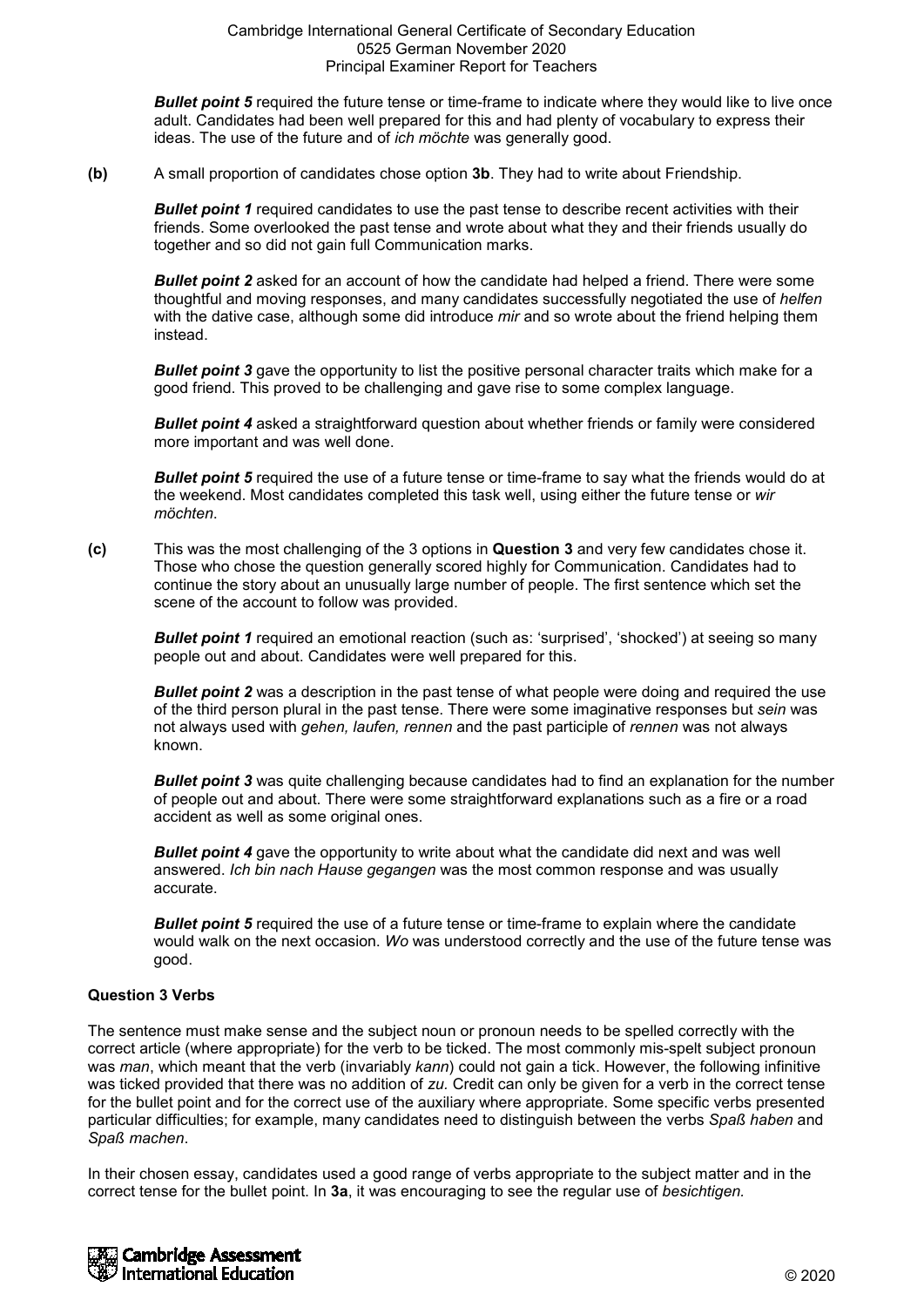***Bullet point 5*** required the future tense or time-frame to indicate where they would like to live once adult. Candidates had been well prepared for this and had plenty of vocabulary to express their ideas. The use of the future and of *ich möchte* was generally good.

**(b)** A small proportion of candidates chose option **3b**. They had to write about Friendship.

***Bullet point 1*** required candidates to use the past tense to describe recent activities with their friends. Some overlooked the past tense and wrote about what they and their friends usually do together and so did not gain full Communication marks.

***Bullet point 2*** asked for an account of how the candidate had helped a friend. There were some thoughtful and moving responses, and many candidates successfully negotiated the use of *helfen* with the dative case, although some did introduce *mir* and so wrote about the friend helping them instead.

***Bullet point 3*** gave the opportunity to list the positive personal character traits which make for a good friend. This proved to be challenging and gave rise to some complex language.

***Bullet point 4*** asked a straightforward question about whether friends or family were considered more important and was well done.

***Bullet point 5*** required the use of a future tense or time-frame to say what the friends would do at the weekend. Most candidates completed this task well, using either the future tense or *wir möchten*.

**(c)** This was the most challenging of the 3 options in **Question 3** and very few candidates chose it. Those who chose the question generally scored highly for Communication. Candidates had to continue the story about an unusually large number of people. The first sentence which set the scene of the account to follow was provided.

***Bullet point 1*** required an emotional reaction (such as: 'surprised', 'shocked') at seeing so many people out and about. Candidates were well prepared for this.

***Bullet point 2*** was a description in the past tense of what people were doing and required the use of the third person plural in the past tense. There were some imaginative responses but *sein* was not always used with *gehen, laufen, rennen* and the past participle of *rennen* was not always known.

***Bullet point 3*** was quite challenging because candidates had to find an explanation for the number of people out and about. There were some straightforward explanations such as a fire or a road accident as well as some original ones.

***Bullet point 4*** gave the opportunity to write about what the candidate did next and was well answered. *Ich bin nach Hause gegangen* was the most common response and was usually accurate.

***Bullet point 5*** required the use of a future tense or time-frame to explain where the candidate would walk on the next occasion. *Wo* was understood correctly and the use of the future tense was good.

**Question 3 Verbs**

The sentence must make sense and the subject noun or pronoun needs to be spelled correctly with the correct article (where appropriate) for the verb to be ticked. The most commonly mis-spelt subject pronoun was *man*, which meant that the verb (invariably *kann*) could not gain a tick. However, the following infinitive was ticked provided that there was no addition of *zu*. Credit can only be given for a verb in the correct tense for the bullet point and for the correct use of the auxiliary where appropriate. Some specific verbs presented particular difficulties; for example, many candidates need to distinguish between the verbs *Spaß haben* and *Spaß machen*.

In their chosen essay, candidates used a good range of verbs appropriate to the subject matter and in the correct tense for the bullet point. In **3a**, it was encouraging to see the regular use of *besichtigen*.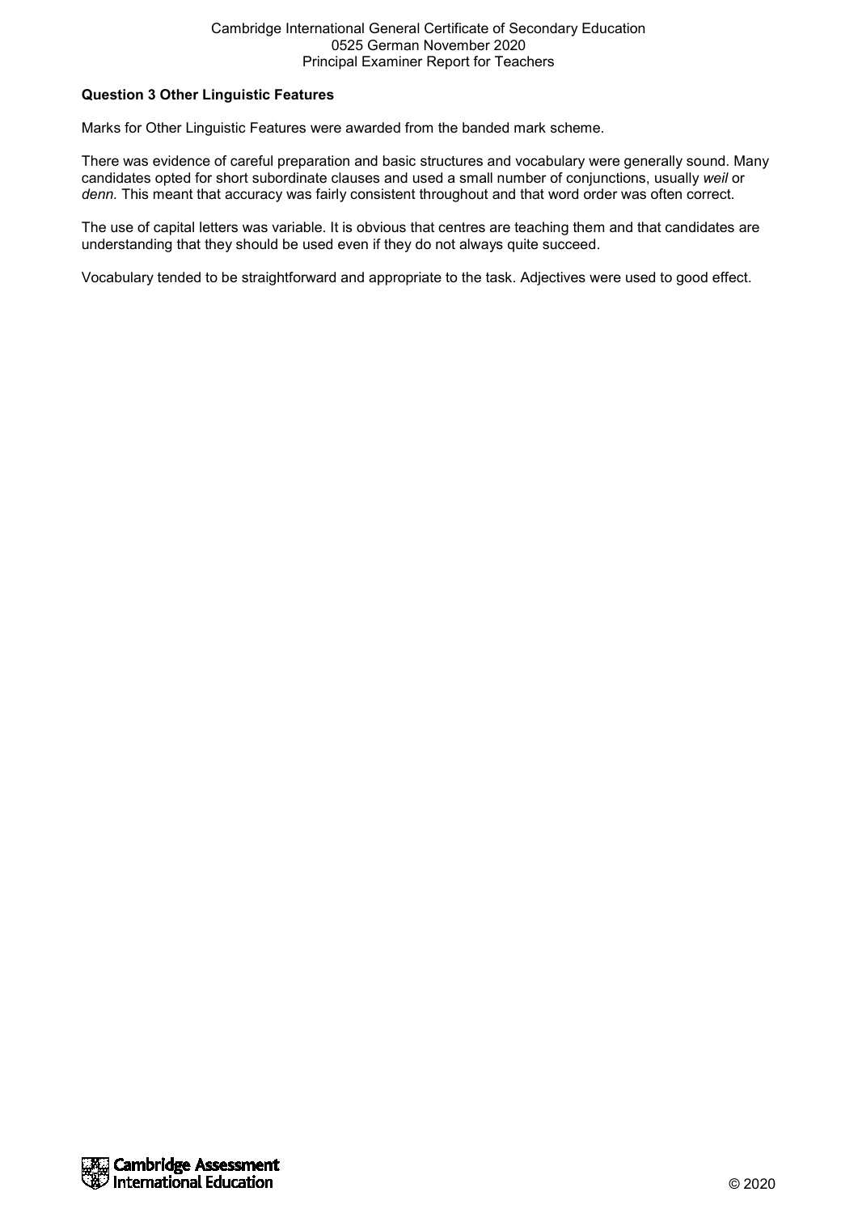**Question 3 Other Linguistic Features**

Marks for Other Linguistic Features were awarded from the banded mark scheme.

There was evidence of careful preparation and basic structures and vocabulary were generally sound. Many candidates opted for short subordinate clauses and used a small number of conjunctions, usually *weil* or *denn.* This meant that accuracy was fairly consistent throughout and that word order was often correct.

The use of capital letters was variable. It is obvious that centres are teaching them and that candidates are understanding that they should be used even if they do not always quite succeed.

Vocabulary tended to be straightforward and appropriate to the task. Adjectives were used to good effect.